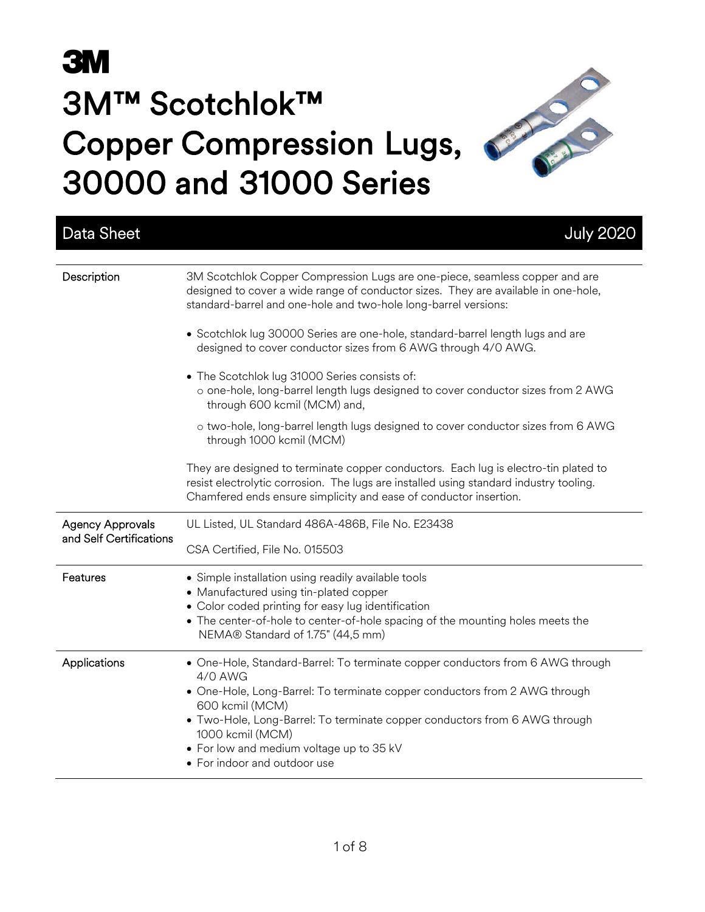# 3M

# 3M™ Scotchlok™ Copper Compression Lugs, 30000 and 31000 Series

**Data Sheet** — July 2020

| | |
|---|---|
| Description | 3M Scotchlok Copper Compression Lugs are one-piece, seamless copper and are designed to cover a wide range of conductor sizes. They are available in one-hole, standard-barrel and one-hole and two-hole long-barrel versions:<br><br>• Scotchlok lug 30000 Series are one-hole, standard-barrel length lugs and are designed to cover conductor sizes from 6 AWG through 4/0 AWG.<br><br>• The Scotchlok lug 31000 Series consists of:<br>o one-hole, long-barrel length lugs designed to cover conductor sizes from 2 AWG through 600 kcmil (MCM) and,<br>o two-hole, long-barrel length lugs designed to cover conductor sizes from 6 AWG through 1000 kcmil (MCM)<br><br>They are designed to terminate copper conductors. Each lug is electro-tin plated to resist electrolytic corrosion. The lugs are installed using standard industry tooling. Chamfered ends ensure simplicity and ease of conductor insertion. |
| Agency Approvals and Self Certifications | UL Listed, UL Standard 486A-486B, File No. E23438<br><br>CSA Certified, File No. 015503 |
| Features | • Simple installation using readily available tools<br>• Manufactured using tin-plated copper<br>• Color coded printing for easy lug identification<br>• The center-of-hole to center-of-hole spacing of the mounting holes meets the NEMA® Standard of 1.75" (44,5 mm) |
| Applications | • One-Hole, Standard-Barrel: To terminate copper conductors from 6 AWG through 4/0 AWG<br>• One-Hole, Long-Barrel: To terminate copper conductors from 2 AWG through 600 kcmil (MCM)<br>• Two-Hole, Long-Barrel: To terminate copper conductors from 6 AWG through 1000 kcmil (MCM)<br>• For low and medium voltage up to 35 kV<br>• For indoor and outdoor use |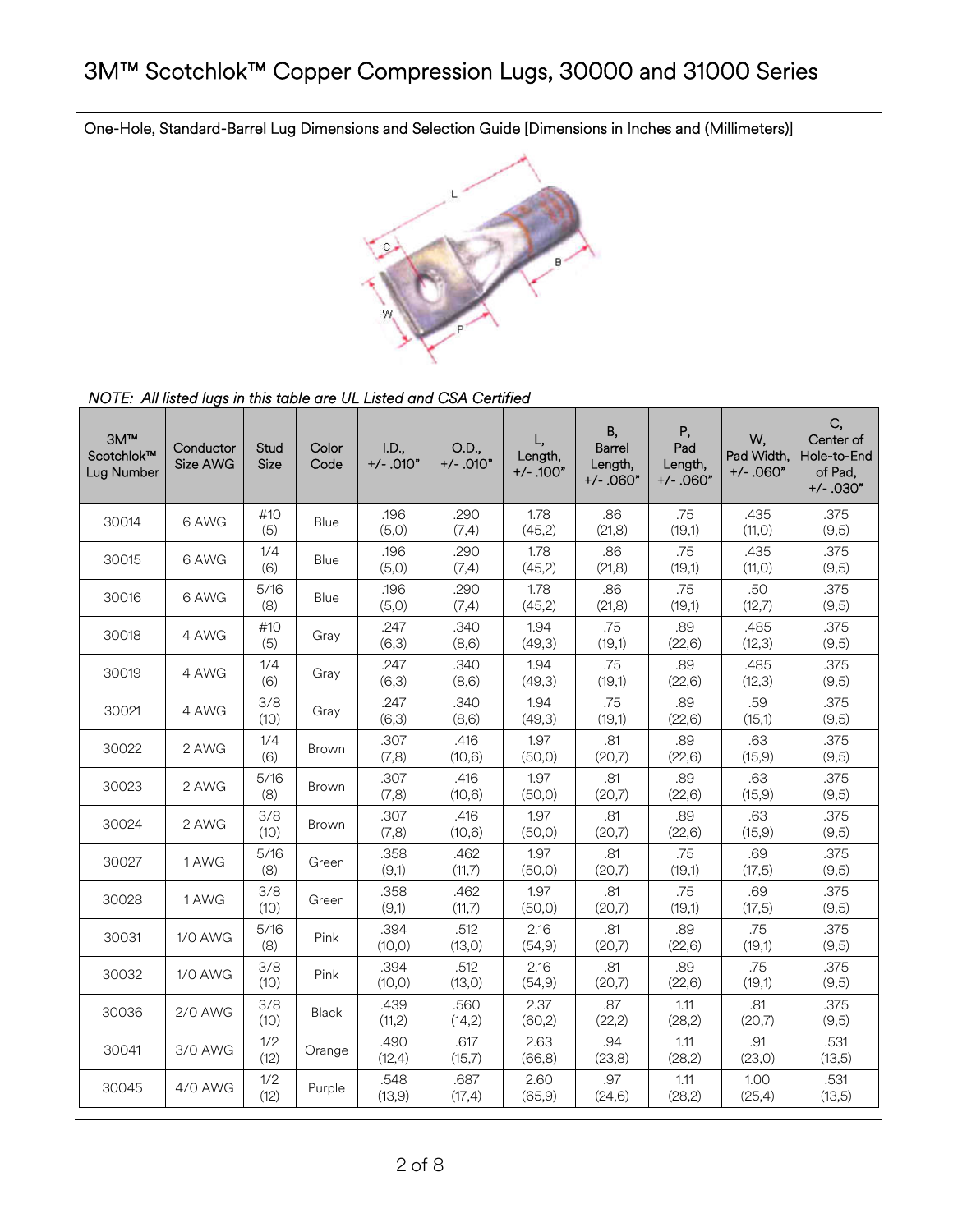# 3M™ Scotchlok™ Copper Compression Lugs, 30000 and 31000 Series

One-Hole, Standard-Barrel Lug Dimensions and Selection Guide [Dimensions in Inches and (Millimeters)]

*NOTE: All listed lugs in this table are UL Listed and CSA Certified*

| 3M™ Scotchlok™ Lug Number | Conductor Size AWG | Stud Size | Color Code | I.D., +/- .010" | O.D., +/- .010" | L, Length, +/- .100" | B, Barrel Length, +/- .060" | P, Pad Length, +/- .060" | W, Pad Width, +/- .060" | C, Center of Hole-to-End of Pad, +/- .030" |
|---|---|---|---|---|---|---|---|---|---|---|
| 30014 | 6 AWG | #10 (5) | Blue | .196 (5,0) | .290 (7,4) | 1.78 (45,2) | .86 (21,8) | .75 (19,1) | .435 (11,0) | .375 (9,5) |
| 30015 | 6 AWG | 1/4 (6) | Blue | .196 (5,0) | .290 (7,4) | 1.78 (45,2) | .86 (21,8) | .75 (19,1) | .435 (11,0) | .375 (9,5) |
| 30016 | 6 AWG | 5/16 (8) | Blue | .196 (5,0) | .290 (7,4) | 1.78 (45,2) | .86 (21,8) | .75 (19,1) | .50 (12,7) | .375 (9,5) |
| 30018 | 4 AWG | #10 (5) | Gray | .247 (6,3) | .340 (8,6) | 1.94 (49,3) | .75 (19,1) | .89 (22,6) | .485 (12,3) | .375 (9,5) |
| 30019 | 4 AWG | 1/4 (6) | Gray | .247 (6,3) | .340 (8,6) | 1.94 (49,3) | .75 (19,1) | .89 (22,6) | .485 (12,3) | .375 (9,5) |
| 30021 | 4 AWG | 3/8 (10) | Gray | .247 (6,3) | .340 (8,6) | 1.94 (49,3) | .75 (19,1) | .89 (22,6) | .59 (15,1) | .375 (9,5) |
| 30022 | 2 AWG | 1/4 (6) | Brown | .307 (7,8) | .416 (10,6) | 1.97 (50,0) | .81 (20,7) | .89 (22,6) | .63 (15,9) | .375 (9,5) |
| 30023 | 2 AWG | 5/16 (8) | Brown | .307 (7,8) | .416 (10,6) | 1.97 (50,0) | .81 (20,7) | .89 (22,6) | .63 (15,9) | .375 (9,5) |
| 30024 | 2 AWG | 3/8 (10) | Brown | .307 (7,8) | .416 (10,6) | 1.97 (50,0) | .81 (20,7) | .89 (22,6) | .63 (15,9) | .375 (9,5) |
| 30027 | 1 AWG | 5/16 (8) | Green | .358 (9,1) | .462 (11,7) | 1.97 (50,0) | .81 (20,7) | .75 (19,1) | .69 (17,5) | .375 (9,5) |
| 30028 | 1 AWG | 3/8 (10) | Green | .358 (9,1) | .462 (11,7) | 1.97 (50,0) | .81 (20,7) | .75 (19,1) | .69 (17,5) | .375 (9,5) |
| 30031 | 1/0 AWG | 5/16 (8) | Pink | .394 (10,0) | .512 (13,0) | 2.16 (54,9) | .81 (20,7) | .89 (22,6) | .75 (19,1) | .375 (9,5) |
| 30032 | 1/0 AWG | 3/8 (10) | Pink | .394 (10,0) | .512 (13,0) | 2.16 (54,9) | .81 (20,7) | .89 (22,6) | .75 (19,1) | .375 (9,5) |
| 30036 | 2/0 AWG | 3/8 (10) | Black | .439 (11,2) | .560 (14,2) | 2.37 (60,2) | .87 (22,2) | 1.11 (28,2) | .81 (20,7) | .375 (9,5) |
| 30041 | 3/0 AWG | 1/2 (12) | Orange | .490 (12,4) | .617 (15,7) | 2.63 (66,8) | .94 (23,8) | 1.11 (28,2) | .91 (23,0) | .531 (13,5) |
| 30045 | 4/0 AWG | 1/2 (12) | Purple | .548 (13,9) | .687 (17,4) | 2.60 (65,9) | .97 (24,6) | 1.11 (28,2) | 1.00 (25,4) | .531 (13,5) |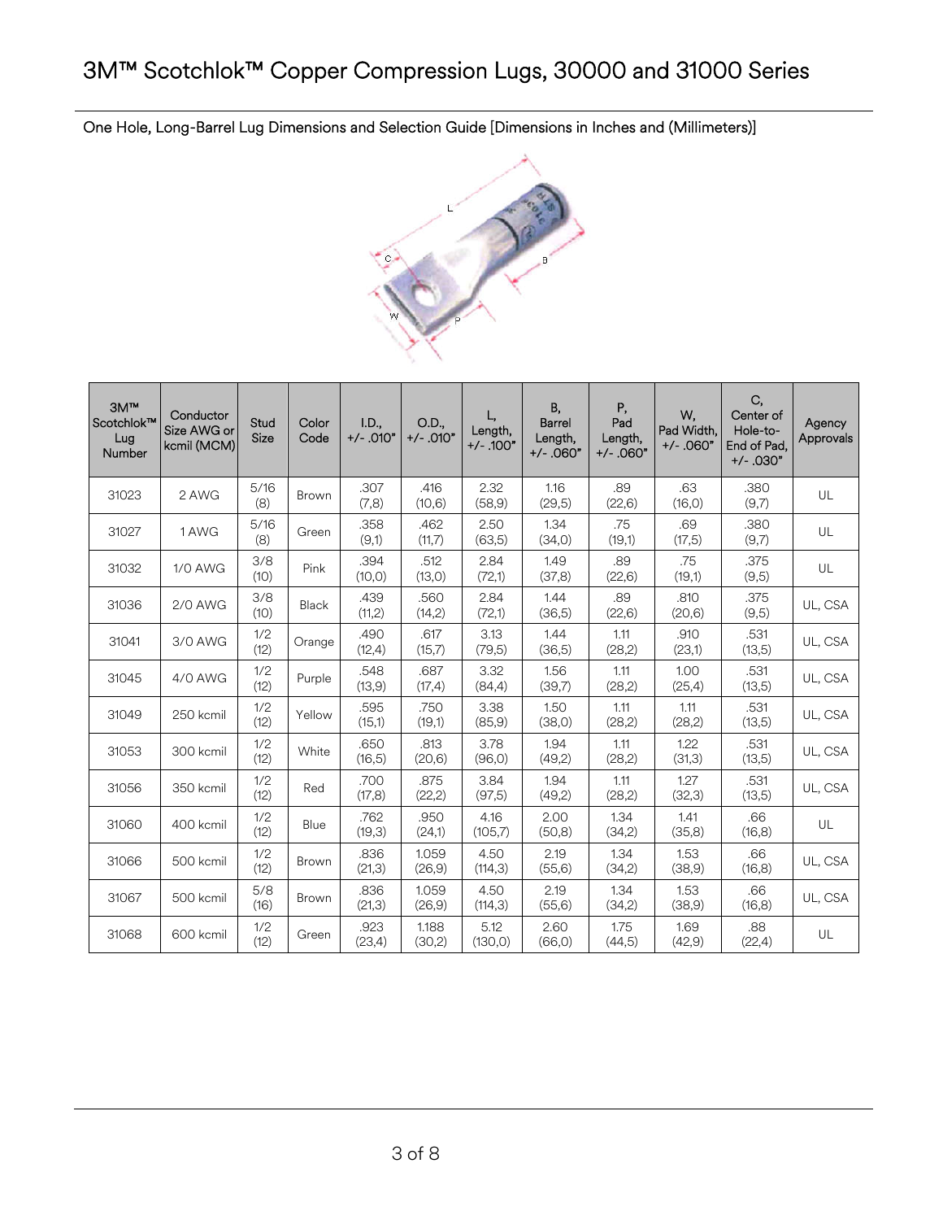# 3M™ Scotchlok™ Copper Compression Lugs, 30000 and 31000 Series

One Hole, Long-Barrel Lug Dimensions and Selection Guide [Dimensions in Inches and (Millimeters)]

| 3M™ Scotchlok™ Lug Number | Conductor Size AWG or kcmil (MCM) | Stud Size | Color Code | I.D., +/- .010" | O.D., +/- .010" | L, Length, +/- .100" | B, Barrel Length, +/- .060" | P, Pad Length, +/- .060" | W, Pad Width, +/- .060" | C, Center of Hole-to-End of Pad, +/- .030" | Agency Approvals |
|---|---|---|---|---|---|---|---|---|---|---|---|
| 31023 | 2 AWG | 5/16 (8) | Brown | .307 (7,8) | .416 (10,6) | 2.32 (58,9) | 1.16 (29,5) | .89 (22,6) | .63 (16,0) | .380 (9,7) | UL |
| 31027 | 1 AWG | 5/16 (8) | Green | .358 (9,1) | .462 (11,7) | 2.50 (63,5) | 1.34 (34,0) | .75 (19,1) | .69 (17,5) | .380 (9,7) | UL |
| 31032 | 1/0 AWG | 3/8 (10) | Pink | .394 (10,0) | .512 (13,0) | 2.84 (72,1) | 1.49 (37,8) | .89 (22,6) | .75 (19,1) | .375 (9,5) | UL |
| 31036 | 2/0 AWG | 3/8 (10) | Black | .439 (11,2) | .560 (14,2) | 2.84 (72,1) | 1.44 (36,5) | .89 (22,6) | .810 (20,6) | .375 (9,5) | UL, CSA |
| 31041 | 3/0 AWG | 1/2 (12) | Orange | .490 (12,4) | .617 (15,7) | 3.13 (79,5) | 1.44 (36,5) | 1.11 (28,2) | .910 (23,1) | .531 (13,5) | UL, CSA |
| 31045 | 4/0 AWG | 1/2 (12) | Purple | .548 (13,9) | .687 (17,4) | 3.32 (84,4) | 1.56 (39,7) | 1.11 (28,2) | 1.00 (25,4) | .531 (13,5) | UL, CSA |
| 31049 | 250 kcmil | 1/2 (12) | Yellow | .595 (15,1) | .750 (19,1) | 3.38 (85,9) | 1.50 (38,0) | 1.11 (28,2) | 1.11 (28,2) | .531 (13,5) | UL, CSA |
| 31053 | 300 kcmil | 1/2 (12) | White | .650 (16,5) | .813 (20,6) | 3.78 (96,0) | 1.94 (49,2) | 1.11 (28,2) | 1.22 (31,3) | .531 (13,5) | UL, CSA |
| 31056 | 350 kcmil | 1/2 (12) | Red | .700 (17,8) | .875 (22,2) | 3.84 (97,5) | 1.94 (49,2) | 1.11 (28,2) | 1.27 (32,3) | .531 (13,5) | UL, CSA |
| 31060 | 400 kcmil | 1/2 (12) | Blue | .762 (19,3) | .950 (24,1) | 4.16 (105,7) | 2.00 (50,8) | 1.34 (34,2) | 1.41 (35,8) | .66 (16,8) | UL |
| 31066 | 500 kcmil | 1/2 (12) | Brown | .836 (21,3) | 1.059 (26,9) | 4.50 (114,3) | 2.19 (55,6) | 1.34 (34,2) | 1.53 (38,9) | .66 (16,8) | UL, CSA |
| 31067 | 500 kcmil | 5/8 (16) | Brown | .836 (21,3) | 1.059 (26,9) | 4.50 (114,3) | 2.19 (55,6) | 1.34 (34,2) | 1.53 (38,9) | .66 (16,8) | UL, CSA |
| 31068 | 600 kcmil | 1/2 (12) | Green | .923 (23,4) | 1.188 (30,2) | 5.12 (130,0) | 2.60 (66,0) | 1.75 (44,5) | 1.69 (42,9) | .88 (22,4) | UL |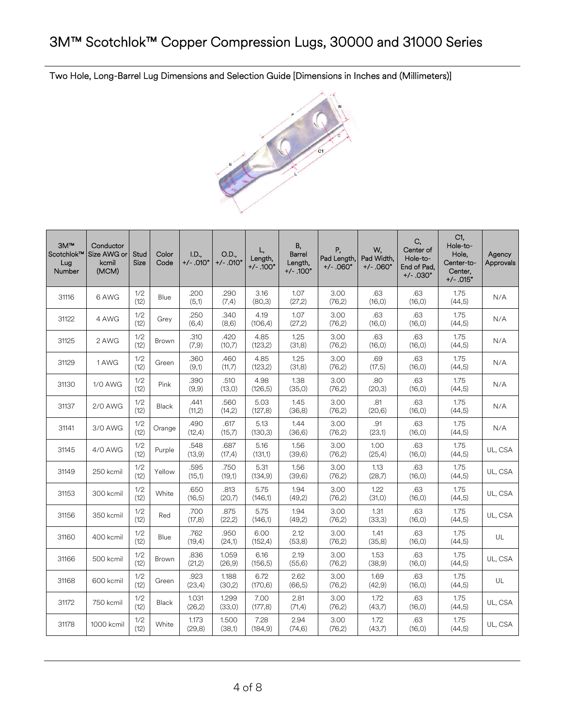# 3M™ Scotchlok™ Copper Compression Lugs, 30000 and 31000 Series

Two Hole, Long-Barrel Lug Dimensions and Selection Guide [Dimensions in Inches and (Millimeters)]

| 3M™ Scotchlok™ Lug Number | Conductor Size AWG or kcmil (MCM) | Stud Size | Color Code | I.D., +/- .010" | O.D., +/- .010" | L, Length, +/- .100" | B, Barrel Length, +/- .100" | P, Pad Length, +/- .060" | W, Pad Width, +/- .060" | C, Center of Hole-to-End of Pad, +/- .030" | C1, Hole-to-Hole, Center-to-Center, +/- .015" | Agency Approvals |
|---|---|---|---|---|---|---|---|---|---|---|---|---|
| 31116 | 6 AWG | 1/2 (12) | Blue | .200 (5,1) | .290 (7,4) | 3.16 (80,3) | 1.07 (27,2) | 3.00 (76,2) | .63 (16,0) | .63 (16,0) | 1.75 (44,5) | N/A |
| 31122 | 4 AWG | 1/2 (12) | Grey | .250 (6,4) | .340 (8,6) | 4.19 (106,4) | 1.07 (27,2) | 3.00 (76,2) | .63 (16,0) | .63 (16,0) | 1.75 (44,5) | N/A |
| 31125 | 2 AWG | 1/2 (12) | Brown | .310 (7,9) | .420 (10,7) | 4.85 (123,2) | 1.25 (31,8) | 3.00 (76,2) | .63 (16,0) | .63 (16,0) | 1.75 (44,5) | N/A |
| 31129 | 1 AWG | 1/2 (12) | Green | .360 (9,1) | .460 (11,7) | 4.85 (123,2) | 1.25 (31,8) | 3.00 (76,2) | .69 (17,5) | .63 (16,0) | 1.75 (44,5) | N/A |
| 31130 | 1/0 AWG | 1/2 (12) | Pink | .390 (9,9) | .510 (13,0) | 4.98 (126,5) | 1.38 (35,0) | 3.00 (76,2) | .80 (20,3) | .63 (16,0) | 1.75 (44,5) | N/A |
| 31137 | 2/0 AWG | 1/2 (12) | Black | .441 (11,2) | .560 (14,2) | 5.03 (127,8) | 1.45 (36,8) | 3.00 (76,2) | .81 (20,6) | .63 (16,0) | 1.75 (44,5) | N/A |
| 31141 | 3/0 AWG | 1/2 (12) | Orange | .490 (12,4) | .617 (15,7) | 5.13 (130,3) | 1.44 (36,6) | 3.00 (76,2) | .91 (23,1) | .63 (16,0) | 1.75 (44,5) | N/A |
| 31145 | 4/0 AWG | 1/2 (12) | Purple | .548 (13,9) | .687 (17,4) | 5.16 (131,1) | 1.56 (39,6) | 3.00 (76,2) | 1.00 (25,4) | .63 (16,0) | 1.75 (44,5) | UL, CSA |
| 31149 | 250 kcmil | 1/2 (12) | Yellow | .595 (15,1) | .750 (19,1) | 5.31 (134,9) | 1.56 (39,6) | 3.00 (76,2) | 1.13 (28,7) | .63 (16,0) | 1.75 (44,5) | UL, CSA |
| 31153 | 300 kcmil | 1/2 (12) | White | .650 (16,5) | .813 (20,7) | 5.75 (146,1) | 1.94 (49,2) | 3.00 (76,2) | 1.22 (31,0) | .63 (16,0) | 1.75 (44,5) | UL, CSA |
| 31156 | 350 kcmil | 1/2 (12) | Red | .700 (17,8) | .875 (22,2) | 5.75 (146,1) | 1.94 (49,2) | 3.00 (76,2) | 1.31 (33,3) | .63 (16,0) | 1.75 (44,5) | UL, CSA |
| 31160 | 400 kcmil | 1/2 (12) | Blue | .762 (19,4) | .950 (24,1) | 6.00 (152,4) | 2.12 (53,8) | 3.00 (76,2) | 1.41 (35,8) | .63 (16,0) | 1.75 (44,5) | UL |
| 31166 | 500 kcmil | 1/2 (12) | Brown | .836 (21,2) | 1.059 (26,9) | 6.16 (156,5) | 2.19 (55,6) | 3.00 (76,2) | 1.53 (38,9) | .63 (16,0) | 1.75 (44,5) | UL, CSA |
| 31168 | 600 kcmil | 1/2 (12) | Green | .923 (23,4) | 1.188 (30,2) | 6.72 (170,6) | 2.62 (66,5) | 3.00 (76,2) | 1.69 (42,9) | .63 (16,0) | 1.75 (44,5) | UL |
| 31172 | 750 kcmil | 1/2 (12) | Black | 1.031 (26,2) | 1.299 (33,0) | 7.00 (177,8) | 2.81 (71,4) | 3.00 (76,2) | 1.72 (43,7) | .63 (16,0) | 1.75 (44,5) | UL, CSA |
| 31178 | 1000 kcmil | 1/2 (12) | White | 1.173 (29,8) | 1.500 (38,1) | 7.28 (184,9) | 2.94 (74,6) | 3.00 (76,2) | 1.72 (43,7) | .63 (16,0) | 1.75 (44,5) | UL, CSA |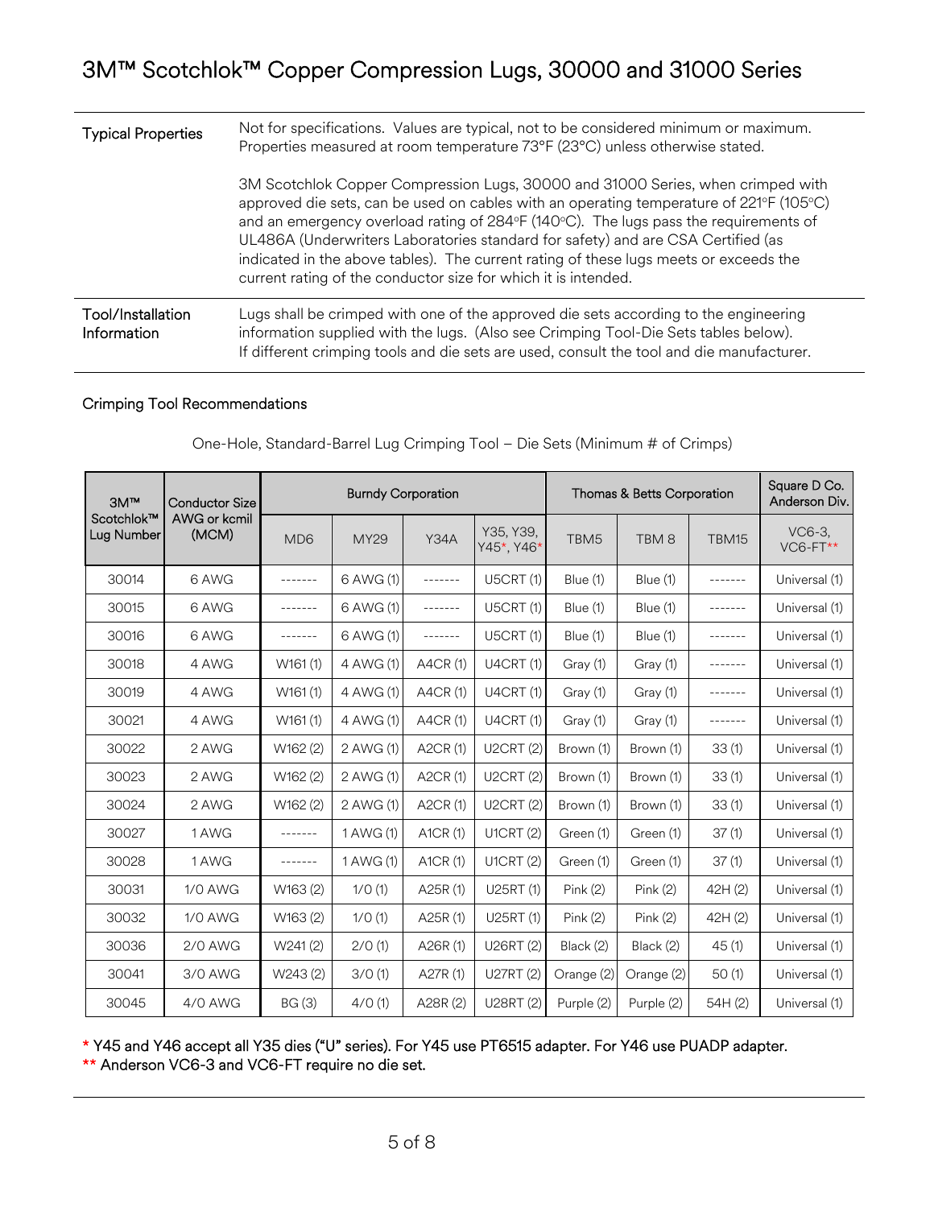# 3M™ Scotchlok™ Copper Compression Lugs, 30000 and 31000 Series

| | |
|---|---|
| Typical Properties | Not for specifications. Values are typical, not to be considered minimum or maximum. Properties measured at room temperature 73°F (23°C) unless otherwise stated.<br><br>3M Scotchlok Copper Compression Lugs, 30000 and 31000 Series, when crimped with approved die sets, can be used on cables with an operating temperature of 221°F (105°C) and an emergency overload rating of 284°F (140°C). The lugs pass the requirements of UL486A (Underwriters Laboratories standard for safety) and are CSA Certified (as indicated in the above tables). The current rating of these lugs meets or exceeds the current rating of the conductor size for which it is intended. |
| Tool/Installation Information | Lugs shall be crimped with one of the approved die sets according to the engineering information supplied with the lugs. (Also see Crimping Tool-Die Sets tables below). If different crimping tools and die sets are used, consult the tool and die manufacturer. |

## Crimping Tool Recommendations

One-Hole, Standard-Barrel Lug Crimping Tool – Die Sets (Minimum # of Crimps)

| 3M™ Scotchlok™ Lug Number | Conductor Size AWG or kcmil (MCM) | Burndy Corporation | | | | Thomas & Betts Corporation | | | Square D Co. Anderson Div. |
|---|---|---|---|---|---|---|---|---|---|
| | | MD6 | MY29 | Y34A | Y35, Y39, Y45*, Y46* | TBM5 | TBM 8 | TBM15 | VC6-3, VC6-FT** |
| 30014 | 6 AWG | ------- | 6 AWG (1) | ------- | U5CRT (1) | Blue (1) | Blue (1) | ------- | Universal (1) |
| 30015 | 6 AWG | ------- | 6 AWG (1) | ------- | U5CRT (1) | Blue (1) | Blue (1) | ------- | Universal (1) |
| 30016 | 6 AWG | ------- | 6 AWG (1) | ------- | U5CRT (1) | Blue (1) | Blue (1) | ------- | Universal (1) |
| 30018 | 4 AWG | W161 (1) | 4 AWG (1) | A4CR (1) | U4CRT (1) | Gray (1) | Gray (1) | ------- | Universal (1) |
| 30019 | 4 AWG | W161 (1) | 4 AWG (1) | A4CR (1) | U4CRT (1) | Gray (1) | Gray (1) | ------- | Universal (1) |
| 30021 | 4 AWG | W161 (1) | 4 AWG (1) | A4CR (1) | U4CRT (1) | Gray (1) | Gray (1) | ------- | Universal (1) |
| 30022 | 2 AWG | W162 (2) | 2 AWG (1) | A2CR (1) | U2CRT (2) | Brown (1) | Brown (1) | 33 (1) | Universal (1) |
| 30023 | 2 AWG | W162 (2) | 2 AWG (1) | A2CR (1) | U2CRT (2) | Brown (1) | Brown (1) | 33 (1) | Universal (1) |
| 30024 | 2 AWG | W162 (2) | 2 AWG (1) | A2CR (1) | U2CRT (2) | Brown (1) | Brown (1) | 33 (1) | Universal (1) |
| 30027 | 1 AWG | ------- | 1 AWG (1) | A1CR (1) | U1CRT (2) | Green (1) | Green (1) | 37 (1) | Universal (1) |
| 30028 | 1 AWG | ------- | 1 AWG (1) | A1CR (1) | U1CRT (2) | Green (1) | Green (1) | 37 (1) | Universal (1) |
| 30031 | 1/0 AWG | W163 (2) | 1/0 (1) | A25R (1) | U25RT (1) | Pink (2) | Pink (2) | 42H (2) | Universal (1) |
| 30032 | 1/0 AWG | W163 (2) | 1/0 (1) | A25R (1) | U25RT (1) | Pink (2) | Pink (2) | 42H (2) | Universal (1) |
| 30036 | 2/0 AWG | W241 (2) | 2/0 (1) | A26R (1) | U26RT (2) | Black (2) | Black (2) | 45 (1) | Universal (1) |
| 30041 | 3/0 AWG | W243 (2) | 3/0 (1) | A27R (1) | U27RT (2) | Orange (2) | Orange (2) | 50 (1) | Universal (1) |
| 30045 | 4/0 AWG | BG (3) | 4/0 (1) | A28R (2) | U28RT (2) | Purple (2) | Purple (2) | 54H (2) | Universal (1) |

* Y45 and Y46 accept all Y35 dies ("U" series). For Y45 use PT6515 adapter. For Y46 use PUADP adapter.
** Anderson VC6-3 and VC6-FT require no die set.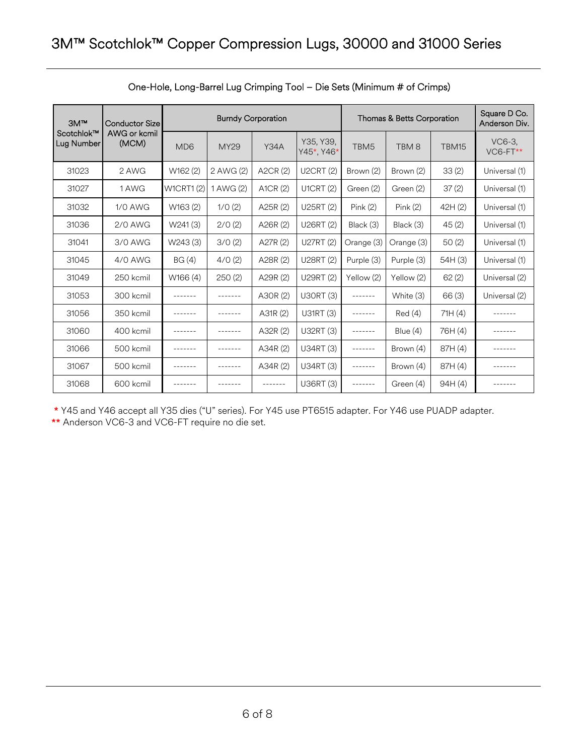# 3M™ Scotchlok™ Copper Compression Lugs, 30000 and 31000 Series

One-Hole, Long-Barrel Lug Crimping Tool – Die Sets (Minimum # of Crimps)

| 3M™ Scotchlok™ Lug Number | Conductor Size AWG or kcmil (MCM) | Burndy Corporation | | | | Thomas & Betts Corporation | | | Square D Co. Anderson Div. |
|---|---|---|---|---|---|---|---|---|---|
| | | MD6 | MY29 | Y34A | Y35, Y39, Y45*, Y46* | TBM5 | TBM 8 | TBM15 | VC6-3, VC6-FT** |
| 31023 | 2 AWG | W162 (2) | 2 AWG (2) | A2CR (2) | U2CRT (2) | Brown (2) | Brown (2) | 33 (2) | Universal (1) |
| 31027 | 1 AWG | W1CRT1 (2) | 1 AWG (2) | A1CR (2) | U1CRT (2) | Green (2) | Green (2) | 37 (2) | Universal (1) |
| 31032 | 1/0 AWG | W163 (2) | 1/0 (2) | A25R (2) | U25RT (2) | Pink (2) | Pink (2) | 42H (2) | Universal (1) |
| 31036 | 2/0 AWG | W241 (3) | 2/0 (2) | A26R (2) | U26RT (2) | Black (3) | Black (3) | 45 (2) | Universal (1) |
| 31041 | 3/0 AWG | W243 (3) | 3/0 (2) | A27R (2) | U27RT (2) | Orange (3) | Orange (3) | 50 (2) | Universal (1) |
| 31045 | 4/0 AWG | BG (4) | 4/0 (2) | A28R (2) | U28RT (2) | Purple (3) | Purple (3) | 54H (3) | Universal (1) |
| 31049 | 250 kcmil | W166 (4) | 250 (2) | A29R (2) | U29RT (2) | Yellow (2) | Yellow (2) | 62 (2) | Universal (2) |
| 31053 | 300 kcmil | ------- | ------- | A30R (2) | U30RT (3) | ------- | White (3) | 66 (3) | Universal (2) |
| 31056 | 350 kcmil | ------- | ------- | A31R (2) | U31RT (3) | ------- | Red (4) | 71H (4) | ------- |
| 31060 | 400 kcmil | ------- | ------- | A32R (2) | U32RT (3) | ------- | Blue (4) | 76H (4) | ------- |
| 31066 | 500 kcmil | ------- | ------- | A34R (2) | U34RT (3) | ------- | Brown (4) | 87H (4) | ------- |
| 31067 | 500 kcmil | ------- | ------- | A34R (2) | U34RT (3) | ------- | Brown (4) | 87H (4) | ------- |
| 31068 | 600 kcmil | ------- | ------- | ------- | U36RT (3) | ------- | Green (4) | 94H (4) | ------- |

\* Y45 and Y46 accept all Y35 dies ("U" series). For Y45 use PT6515 adapter. For Y46 use PUADP adapter.

** Anderson VC6-3 and VC6-FT require no die set.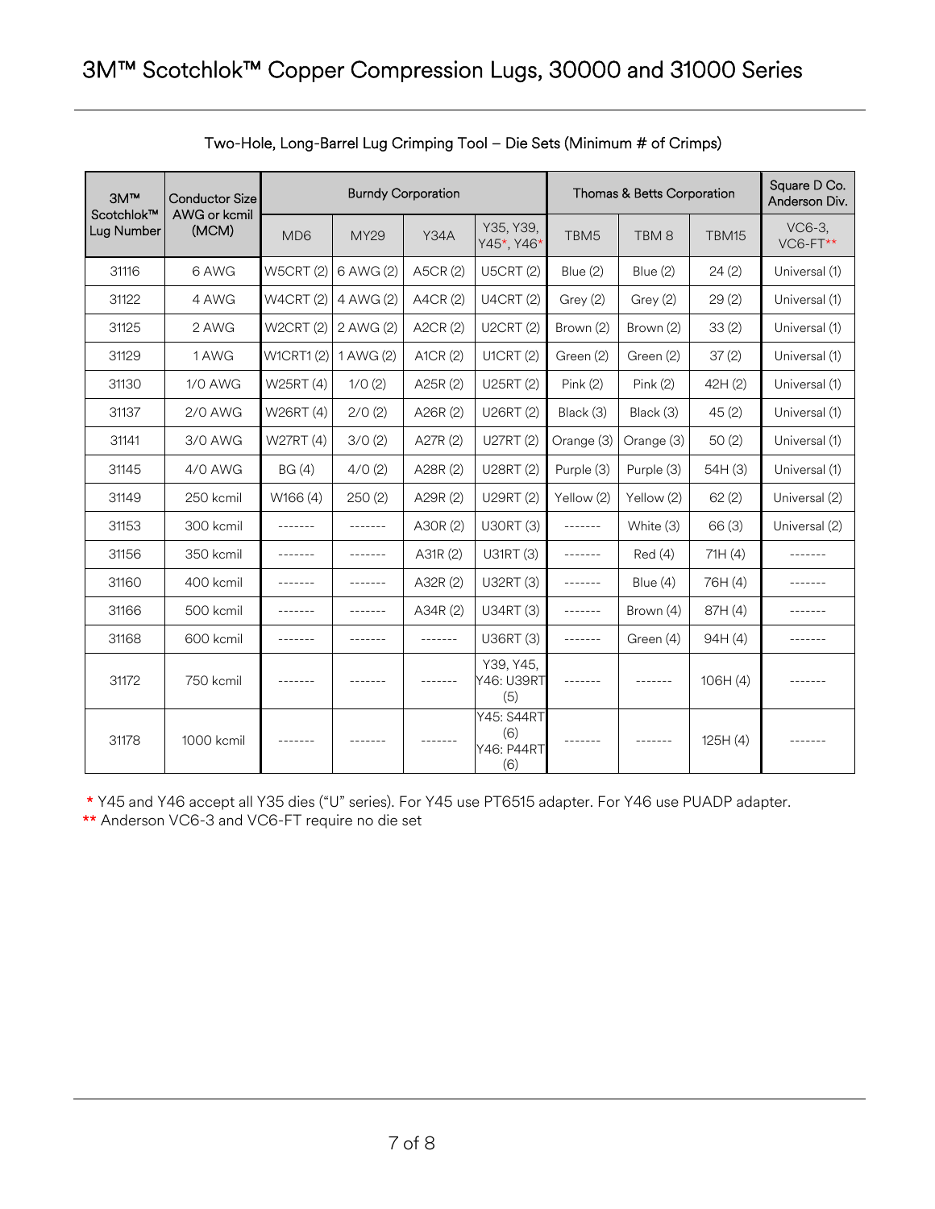# 3M™ Scotchlok™ Copper Compression Lugs, 30000 and 31000 Series

Two-Hole, Long-Barrel Lug Crimping Tool – Die Sets (Minimum # of Crimps)

| 3M™ Scotchlok™ Lug Number | Conductor Size AWG or kcmil (MCM) | Burndy Corporation | | | | Thomas & Betts Corporation | | | Square D Co. Anderson Div. |
|---|---|---|---|---|---|---|---|---|---|
| | | MD6 | MY29 | Y34A | Y35, Y39, Y45*, Y46* | TBM5 | TBM 8 | TBM15 | VC6-3, VC6-FT** |
| 31116 | 6 AWG | W5CRT (2) | 6 AWG (2) | A5CR (2) | U5CRT (2) | Blue (2) | Blue (2) | 24 (2) | Universal (1) |
| 31122 | 4 AWG | W4CRT (2) | 4 AWG (2) | A4CR (2) | U4CRT (2) | Grey (2) | Grey (2) | 29 (2) | Universal (1) |
| 31125 | 2 AWG | W2CRT (2) | 2 AWG (2) | A2CR (2) | U2CRT (2) | Brown (2) | Brown (2) | 33 (2) | Universal (1) |
| 31129 | 1 AWG | W1CRT1 (2) | 1 AWG (2) | A1CR (2) | U1CRT (2) | Green (2) | Green (2) | 37 (2) | Universal (1) |
| 31130 | 1/0 AWG | W25RT (4) | 1/0 (2) | A25R (2) | U25RT (2) | Pink (2) | Pink (2) | 42H (2) | Universal (1) |
| 31137 | 2/0 AWG | W26RT (4) | 2/0 (2) | A26R (2) | U26RT (2) | Black (3) | Black (3) | 45 (2) | Universal (1) |
| 31141 | 3/0 AWG | W27RT (4) | 3/0 (2) | A27R (2) | U27RT (2) | Orange (3) | Orange (3) | 50 (2) | Universal (1) |
| 31145 | 4/0 AWG | BG (4) | 4/0 (2) | A28R (2) | U28RT (2) | Purple (3) | Purple (3) | 54H (3) | Universal (1) |
| 31149 | 250 kcmil | W166 (4) | 250 (2) | A29R (2) | U29RT (2) | Yellow (2) | Yellow (2) | 62 (2) | Universal (2) |
| 31153 | 300 kcmil | ------- | ------- | A30R (2) | U30RT (3) | ------- | White (3) | 66 (3) | Universal (2) |
| 31156 | 350 kcmil | ------- | ------- | A31R (2) | U31RT (3) | ------- | Red (4) | 71H (4) | ------- |
| 31160 | 400 kcmil | ------- | ------- | A32R (2) | U32RT (3) | ------- | Blue (4) | 76H (4) | ------- |
| 31166 | 500 kcmil | ------- | ------- | A34R (2) | U34RT (3) | ------- | Brown (4) | 87H (4) | ------- |
| 31168 | 600 kcmil | ------- | ------- | ------- | U36RT (3) | ------- | Green (4) | 94H (4) | ------- |
| 31172 | 750 kcmil | ------- | ------- | ------- | Y39, Y45, Y46: U39RT (5) | ------- | ------- | 106H (4) | ------- |
| 31178 | 1000 kcmil | ------- | ------- | ------- | Y45: S44RT (6) Y46: P44RT (6) | ------- | ------- | 125H (4) | ------- |

\* Y45 and Y46 accept all Y35 dies ("U" series). For Y45 use PT6515 adapter. For Y46 use PUADP adapter.

\*\* Anderson VC6-3 and VC6-FT require no die set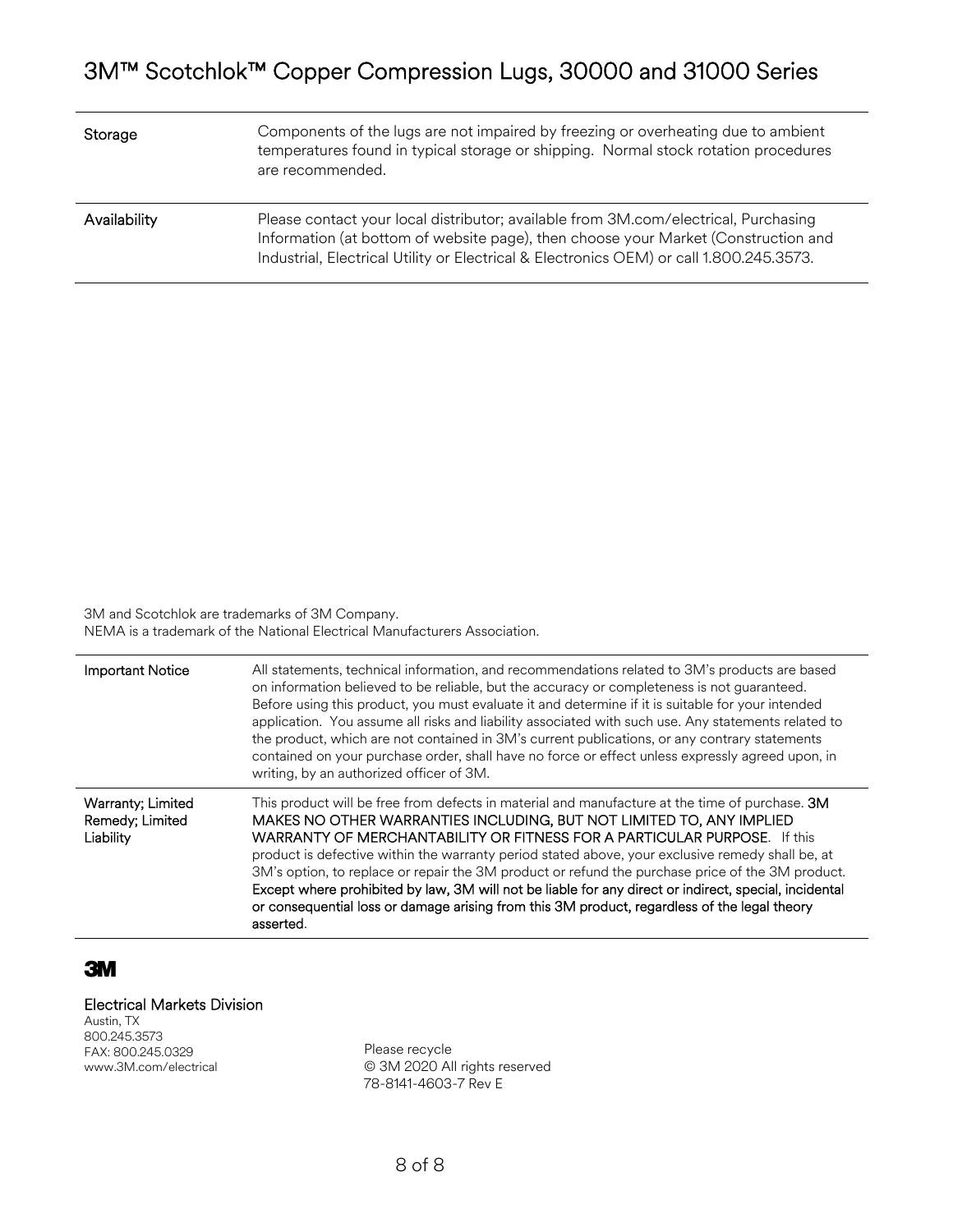| | |
|---|---|
| Storage | Components of the lugs are not impaired by freezing or overheating due to ambient temperatures found in typical storage or shipping. Normal stock rotation procedures are recommended. |
| Availability | Please contact your local distributor; available from 3M.com/electrical, Purchasing Information (at bottom of website page), then choose your Market (Construction and Industrial, Electrical Utility or Electrical & Electronics OEM) or call 1.800.245.3573. |

3M and Scotchlok are trademarks of 3M Company.
NEMA is a trademark of the National Electrical Manufacturers Association.

| | |
|---|---|
| Important Notice | All statements, technical information, and recommendations related to 3M's products are based on information believed to be reliable, but the accuracy or completeness is not guaranteed. Before using this product, you must evaluate it and determine if it is suitable for your intended application. You assume all risks and liability associated with such use. Any statements related to the product, which are not contained in 3M's current publications, or any contrary statements contained on your purchase order, shall have no force or effect unless expressly agreed upon, in writing, by an authorized officer of 3M. |
| Warranty; Limited Remedy; Limited Liability | This product will be free from defects in material and manufacture at the time of purchase. **3M MAKES NO OTHER WARRANTIES INCLUDING, BUT NOT LIMITED TO, ANY IMPLIED WARRANTY OF MERCHANTABILITY OR FITNESS FOR A PARTICULAR PURPOSE.** If this product is defective within the warranty period stated above, your exclusive remedy shall be, at 3M's option, to replace or repair the 3M product or refund the purchase price of the 3M product. **Except where prohibited by law, 3M will not be liable for any direct or indirect, special, incidental or consequential loss or damage arising from this 3M product, regardless of the legal theory asserted.** |

**3M**

**Electrical Markets Division**
Austin, TX
800.245.3573
FAX: 800.245.0329
www.3M.com/electrical

Please recycle
© 3M 2020 All rights reserved
78-8141-4603-7 Rev E